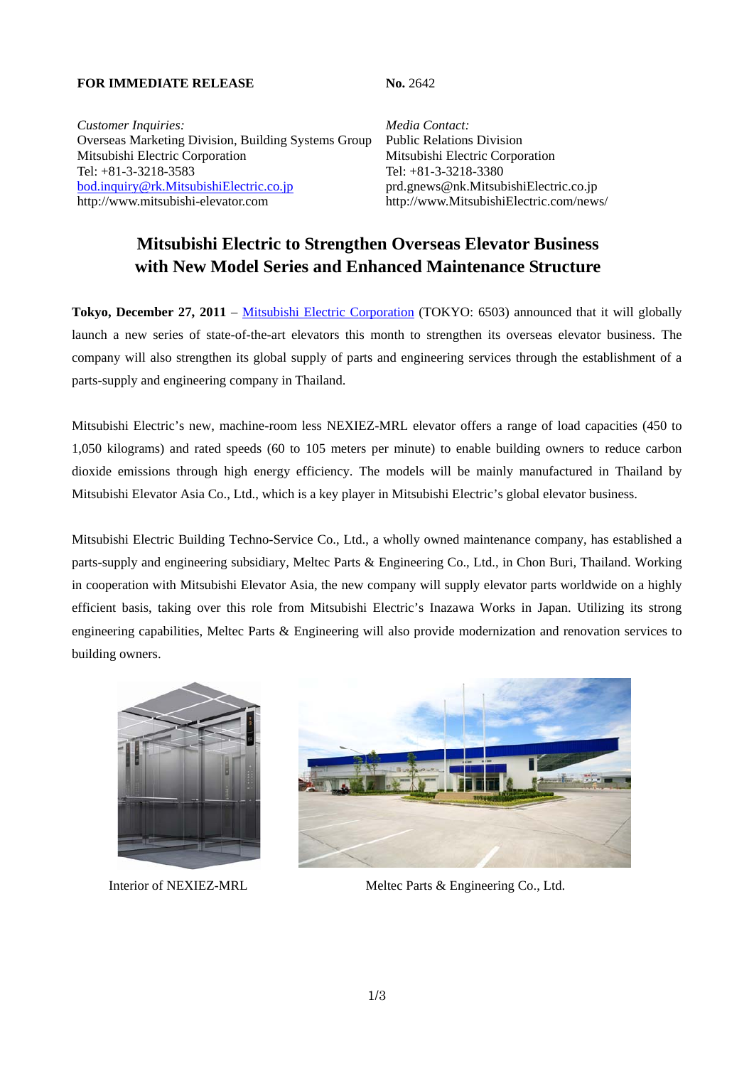**FOR IMMEDIATE RELEASE** **No.** 2642

*Customer Inquiries:*
Overseas Marketing Division, Building Systems Group
Mitsubishi Electric Corporation
Tel: +81-3-3218-3583
bod.inquiry@rk.MitsubishiElectric.co.jp
http://www.mitsubishi-elevator.com

*Media Contact:*
Public Relations Division
Mitsubishi Electric Corporation
Tel: +81-3-3218-3380
prd.gnews@nk.MitsubishiElectric.co.jp
http://www.MitsubishiElectric.com/news/

# Mitsubishi Electric to Strengthen Overseas Elevator Business with New Model Series and Enhanced Maintenance Structure

**Tokyo, December 27, 2011** – Mitsubishi Electric Corporation (TOKYO: 6503) announced that it will globally launch a new series of state-of-the-art elevators this month to strengthen its overseas elevator business. The company will also strengthen its global supply of parts and engineering services through the establishment of a parts-supply and engineering company in Thailand.

Mitsubishi Electric's new, machine-room less NEXIEZ-MRL elevator offers a range of load capacities (450 to 1,050 kilograms) and rated speeds (60 to 105 meters per minute) to enable building owners to reduce carbon dioxide emissions through high energy efficiency. The models will be mainly manufactured in Thailand by Mitsubishi Elevator Asia Co., Ltd., which is a key player in Mitsubishi Electric's global elevator business.

Mitsubishi Electric Building Techno-Service Co., Ltd., a wholly owned maintenance company, has established a parts-supply and engineering subsidiary, Meltec Parts & Engineering Co., Ltd., in Chon Buri, Thailand. Working in cooperation with Mitsubishi Elevator Asia, the new company will supply elevator parts worldwide on a highly efficient basis, taking over this role from Mitsubishi Electric's Inazawa Works in Japan. Utilizing its strong engineering capabilities, Meltec Parts & Engineering will also provide modernization and renovation services to building owners.

Interior of NEXIEZ-MRL

Meltec Parts & Engineering Co., Ltd.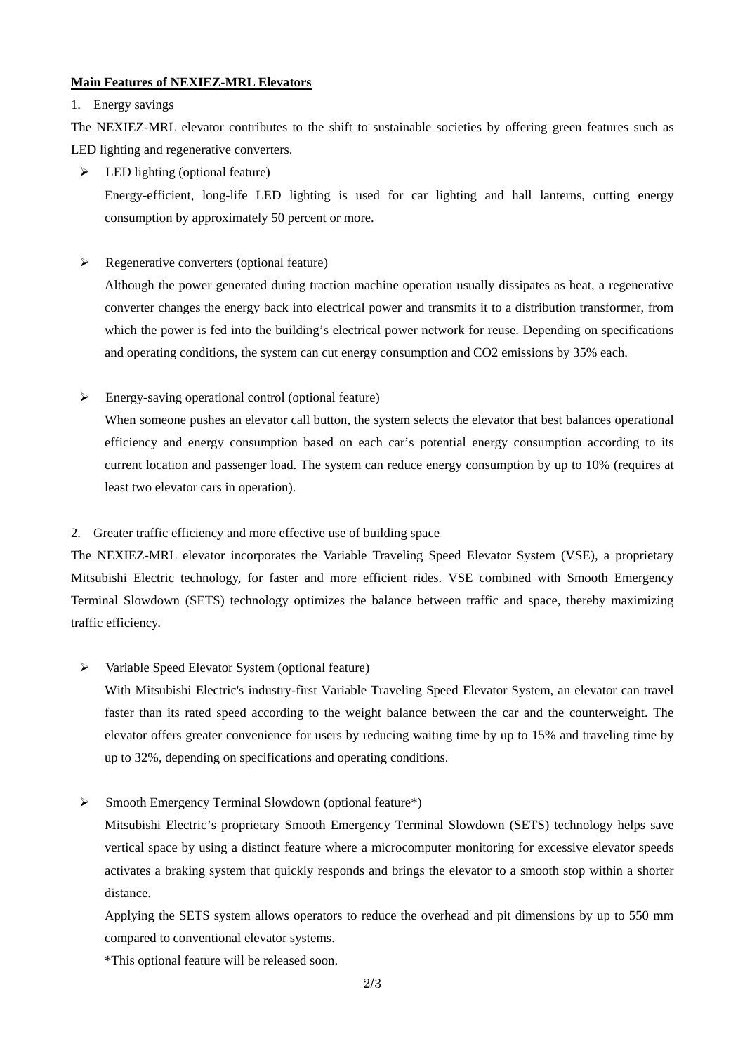**Main Features of NEXIEZ-MRL Elevators**

1. Energy savings

The NEXIEZ-MRL elevator contributes to the shift to sustainable societies by offering green features such as LED lighting and regenerative converters.

- LED lighting (optional feature)

  Energy-efficient, long-life LED lighting is used for car lighting and hall lanterns, cutting energy consumption by approximately 50 percent or more.

- Regenerative converters (optional feature)

  Although the power generated during traction machine operation usually dissipates as heat, a regenerative converter changes the energy back into electrical power and transmits it to a distribution transformer, from which the power is fed into the building's electrical power network for reuse. Depending on specifications and operating conditions, the system can cut energy consumption and $CO_2$ emissions by 35% each.

- Energy-saving operational control (optional feature)

  When someone pushes an elevator call button, the system selects the elevator that best balances operational efficiency and energy consumption based on each car's potential energy consumption according to its current location and passenger load. The system can reduce energy consumption by up to 10% (requires at least two elevator cars in operation).

2. Greater traffic efficiency and more effective use of building space

The NEXIEZ-MRL elevator incorporates the Variable Traveling Speed Elevator System (VSE), a proprietary Mitsubishi Electric technology, for faster and more efficient rides. VSE combined with Smooth Emergency Terminal Slowdown (SETS) technology optimizes the balance between traffic and space, thereby maximizing traffic efficiency.

- Variable Speed Elevator System (optional feature)

  With Mitsubishi Electric's industry-first Variable Traveling Speed Elevator System, an elevator can travel faster than its rated speed according to the weight balance between the car and the counterweight. The elevator offers greater convenience for users by reducing waiting time by up to 15% and traveling time by up to 32%, depending on specifications and operating conditions.

- Smooth Emergency Terminal Slowdown (optional feature*)

  Mitsubishi Electric's proprietary Smooth Emergency Terminal Slowdown (SETS) technology helps save vertical space by using a distinct feature where a microcomputer monitoring for excessive elevator speeds activates a braking system that quickly responds and brings the elevator to a smooth stop within a shorter distance.

  Applying the SETS system allows operators to reduce the overhead and pit dimensions by up to 550 mm compared to conventional elevator systems.

  *This optional feature will be released soon.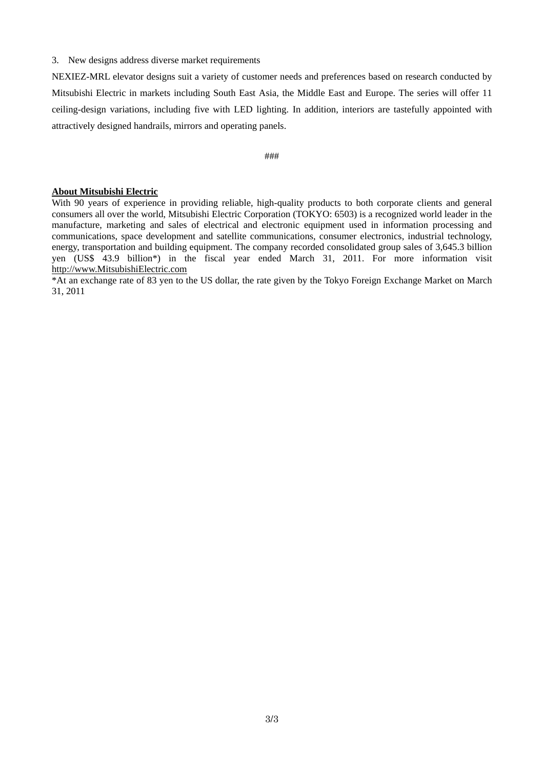3. New designs address diverse market requirements

NEXIEZ-MRL elevator designs suit a variety of customer needs and preferences based on research conducted by Mitsubishi Electric in markets including South East Asia, the Middle East and Europe. The series will offer 11 ceiling-design variations, including five with LED lighting. In addition, interiors are tastefully appointed with attractively designed handrails, mirrors and operating panels.

###

**About Mitsubishi Electric**

With 90 years of experience in providing reliable, high-quality products to both corporate clients and general consumers all over the world, Mitsubishi Electric Corporation (TOKYO: 6503) is a recognized world leader in the manufacture, marketing and sales of electrical and electronic equipment used in information processing and communications, space development and satellite communications, consumer electronics, industrial technology, energy, transportation and building equipment. The company recorded consolidated group sales of 3,645.3 billion yen (US$ 43.9 billion*) in the fiscal year ended March 31, 2011. For more information visit http://www.MitsubishiElectric.com

*At an exchange rate of 83 yen to the US dollar, the rate given by the Tokyo Foreign Exchange Market on March 31, 2011